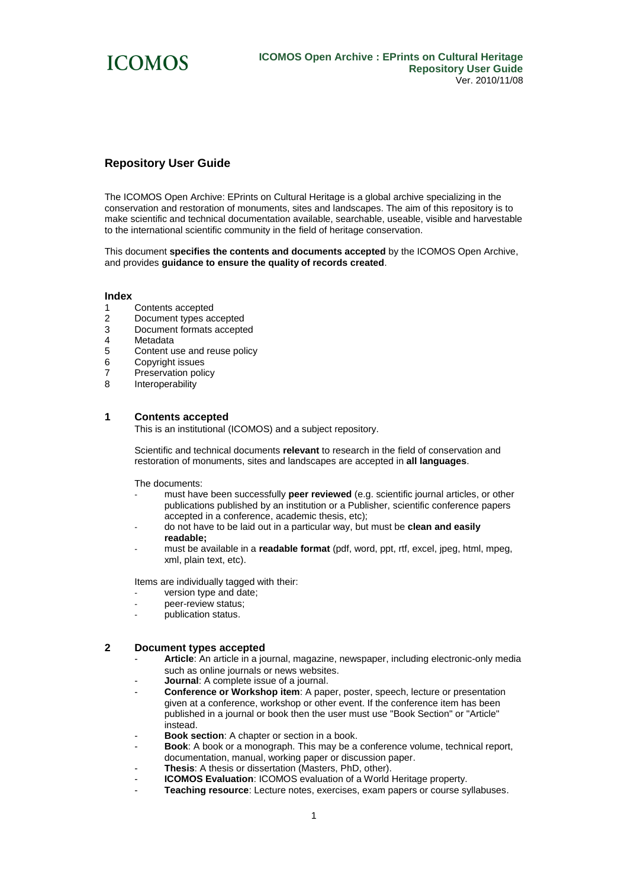# Repository User Guide

The ICOMOS Open Archive: EPrints on Cultural Heritage is a global archive specializing in the conservation and restoration of monuments, sites and landscapes. The aim of this repository is to make scientific and technical documentation available, searchable, useable, visible and harvestable to the international scientific community in the field of heritage conservation.

This document **specifies the contents and documents accepted** by the ICOMOS Open Archive, and provides **guidance to ensure the quality of records created**.

### Index

1 Contents accepted
2 Document types accepted
3 Document formats accepted
4 Metadata
5 Content use and reuse policy
6 Copyright issues
7 Preservation policy
8 Interoperability

## 1 Contents accepted

This is an institutional (ICOMOS) and a subject repository.

Scientific and technical documents **relevant** to research in the field of conservation and restoration of monuments, sites and landscapes are accepted in **all languages**.

The documents:

- must have been successfully **peer reviewed** (e.g. scientific journal articles, or other publications published by an institution or a Publisher, scientific conference papers accepted in a conference, academic thesis, etc);
- do not have to be laid out in a particular way, but must be **clean and easily readable;**
- must be available in a **readable format** (pdf, word, ppt, rtf, excel, jpeg, html, mpeg, xml, plain text, etc).

Items are individually tagged with their:

- version type and date;
- peer-review status;
- publication status.

## 2 Document types accepted

- **Article**: An article in a journal, magazine, newspaper, including electronic-only media such as online journals or news websites.
- **Journal**: A complete issue of a journal.
- **Conference or Workshop item**: A paper, poster, speech, lecture or presentation given at a conference, workshop or other event. If the conference item has been published in a journal or book then the user must use "Book Section" or "Article" instead.
- **Book section**: A chapter or section in a book.
- **Book**: A book or a monograph. This may be a conference volume, technical report, documentation, manual, working paper or discussion paper.
- **Thesis**: A thesis or dissertation (Masters, PhD, other).
- **ICOMOS Evaluation**: ICOMOS evaluation of a World Heritage property.
- **Teaching resource**: Lecture notes, exercises, exam papers or course syllabuses.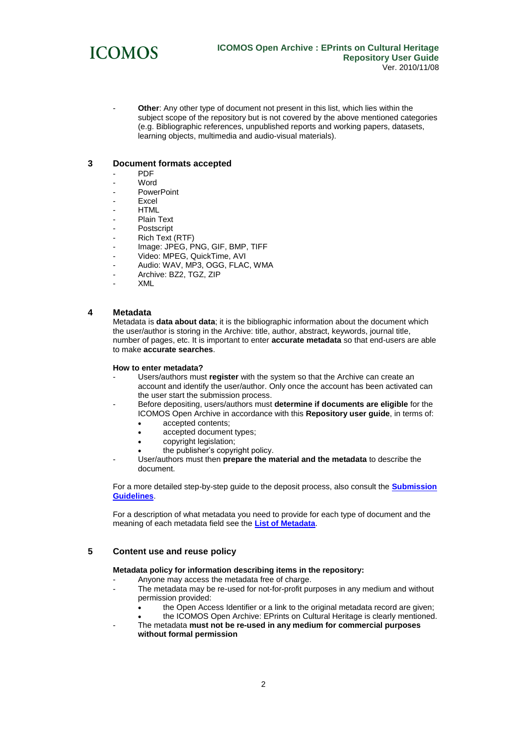- **Other**: Any other type of document not present in this list, which lies within the subject scope of the repository but is not covered by the above mentioned categories (e.g. Bibliographic references, unpublished reports and working papers, datasets, learning objects, multimedia and audio-visual materials).

## 3 Document formats accepted

- PDF
- Word
- PowerPoint
- Excel
- HTML
- Plain Text
- Postscript
- Rich Text (RTF)
- Image: JPEG, PNG, GIF, BMP, TIFF
- Video: MPEG, QuickTime, AVI
- Audio: WAV, MP3, OGG, FLAC, WMA
- Archive: BZ2, TGZ, ZIP
- XML

## 4 Metadata

Metadata is **data about data**; it is the bibliographic information about the document which the user/author is storing in the Archive: title, author, abstract, keywords, journal title, number of pages, etc. It is important to enter **accurate metadata** so that end-users are able to make **accurate searches**.

**How to enter metadata?**

- Users/authors must **register** with the system so that the Archive can create an account and identify the user/author. Only once the account has been activated can the user start the submission process.
- Before depositing, users/authors must **determine if documents are eligible** for the ICOMOS Open Archive in accordance with this **Repository user guide**, in terms of:
  - accepted contents;
  - accepted document types;
  - copyright legislation;
  - the publisher's copyright policy.
- User/authors must then **prepare the material and the metadata** to describe the document.

For a more detailed step-by-step guide to the deposit process, also consult the **Submission Guidelines**.

For a description of what metadata you need to provide for each type of document and the meaning of each metadata field see the **List of Metadata**.

## 5 Content use and reuse policy

**Metadata policy for information describing items in the repository:**

- Anyone may access the metadata free of charge.
- The metadata may be re-used for not-for-profit purposes in any medium and without permission provided:
  - the Open Access Identifier or a link to the original metadata record are given;
  - the ICOMOS Open Archive: EPrints on Cultural Heritage is clearly mentioned.
- The metadata **must not be re-used in any medium for commercial purposes without formal permission**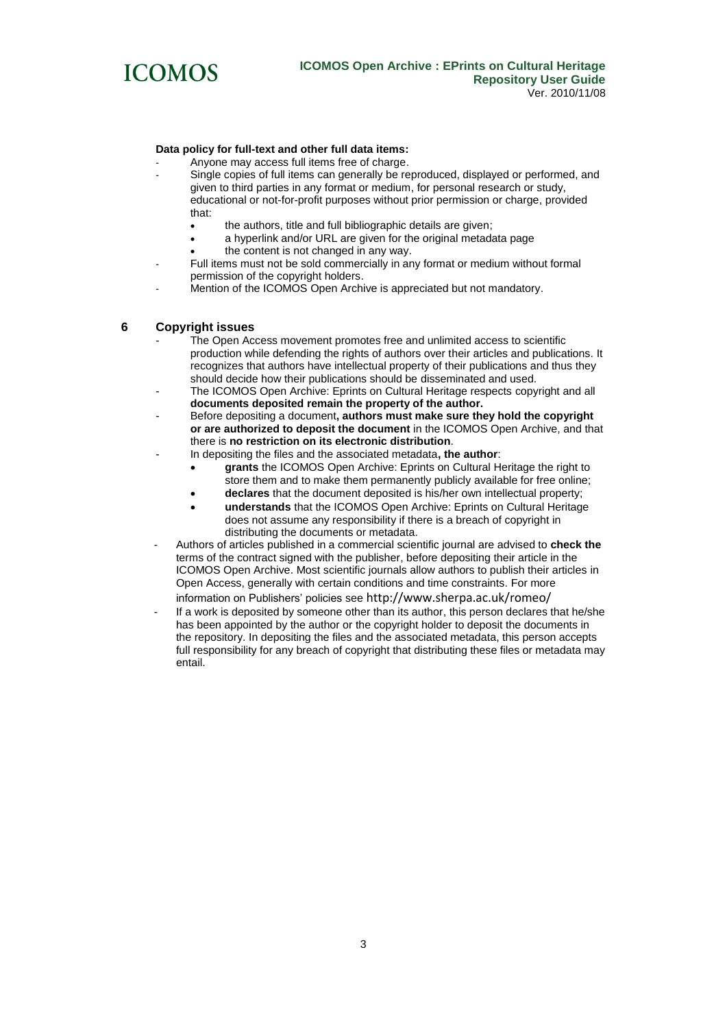**Data policy for full-text and other full data items:**

- Anyone may access full items free of charge.
- Single copies of full items can generally be reproduced, displayed or performed, and given to third parties in any format or medium, for personal research or study, educational or not-for-profit purposes without prior permission or charge, provided that:
  - the authors, title and full bibliographic details are given;
  - a hyperlink and/or URL are given for the original metadata page
  - the content is not changed in any way.
- Full items must not be sold commercially in any format or medium without formal permission of the copyright holders.
- Mention of the ICOMOS Open Archive is appreciated but not mandatory.

## 6 Copyright issues

- The Open Access movement promotes free and unlimited access to scientific production while defending the rights of authors over their articles and publications. It recognizes that authors have intellectual property of their publications and thus they should decide how their publications should be disseminated and used.
- The ICOMOS Open Archive: Eprints on Cultural Heritage respects copyright and all **documents deposited remain the property of the author.**
- Before depositing a document**, authors must make sure they hold the copyright or are authorized to deposit the document** in the ICOMOS Open Archive, and that there is **no restriction on its electronic distribution**.
- In depositing the files and the associated metadata**, the author**:
  - **grants** the ICOMOS Open Archive: Eprints on Cultural Heritage the right to store them and to make them permanently publicly available for free online;
  - **declares** that the document deposited is his/her own intellectual property;
  - **understands** that the ICOMOS Open Archive: Eprints on Cultural Heritage does not assume any responsibility if there is a breach of copyright in distributing the documents or metadata.
- Authors of articles published in a commercial scientific journal are advised to **check the** terms of the contract signed with the publisher, before depositing their article in the ICOMOS Open Archive. Most scientific journals allow authors to publish their articles in Open Access, generally with certain conditions and time constraints. For more information on Publishers' policies see http://www.sherpa.ac.uk/romeo/
- If a work is deposited by someone other than its author, this person declares that he/she has been appointed by the author or the copyright holder to deposit the documents in the repository. In depositing the files and the associated metadata, this person accepts full responsibility for any breach of copyright that distributing these files or metadata may entail.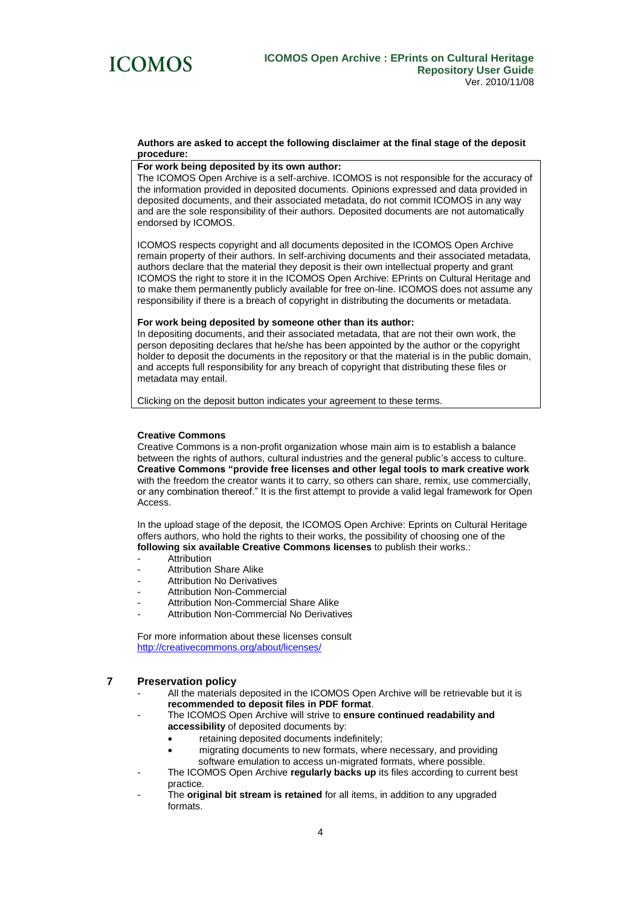**Authors are asked to accept the following disclaimer at the final stage of the deposit procedure:**

> **For work being deposited by its own author:**
> The ICOMOS Open Archive is a self-archive. ICOMOS is not responsible for the accuracy of the information provided in deposited documents. Opinions expressed and data provided in deposited documents, and their associated metadata, do not commit ICOMOS in any way and are the sole responsibility of their authors. Deposited documents are not automatically endorsed by ICOMOS.
>
> ICOMOS respects copyright and all documents deposited in the ICOMOS Open Archive remain property of their authors. In self-archiving documents and their associated metadata, authors declare that the material they deposit is their own intellectual property and grant ICOMOS the right to store it in the ICOMOS Open Archive: EPrints on Cultural Heritage and to make them permanently publicly available for free on-line. ICOMOS does not assume any responsibility if there is a breach of copyright in distributing the documents or metadata.
>
> **For work being deposited by someone other than its author:**
> In depositing documents, and their associated metadata, that are not their own work, the person depositing declares that he/she has been appointed by the author or the copyright holder to deposit the documents in the repository or that the material is in the public domain, and accepts full responsibility for any breach of copyright that distributing these files or metadata may entail.
>
> Clicking on the deposit button indicates your agreement to these terms.

**Creative Commons**

Creative Commons is a non-profit organization whose main aim is to establish a balance between the rights of authors, cultural industries and the general public's access to culture. **Creative Commons "provide free licenses and other legal tools to mark creative work** with the freedom the creator wants it to carry, so others can share, remix, use commercially, or any combination thereof." It is the first attempt to provide a valid legal framework for Open Access.

In the upload stage of the deposit, the ICOMOS Open Archive: Eprints on Cultural Heritage offers authors, who hold the rights to their works, the possibility of choosing one of the **following six available Creative Commons licenses** to publish their works.:

- Attribution
- Attribution Share Alike
- Attribution No Derivatives
- Attribution Non-Commercial
- Attribution Non-Commercial Share Alike
- Attribution Non-Commercial No Derivatives

For more information about these licenses consult
http://creativecommons.org/about/licenses/

## 7 Preservation policy

- All the materials deposited in the ICOMOS Open Archive will be retrievable but it is **recommended to deposit files in PDF format**.
- The ICOMOS Open Archive will strive to **ensure continued readability and accessibility** of deposited documents by:
  - retaining deposited documents indefinitely;
  - migrating documents to new formats, where necessary, and providing software emulation to access un-migrated formats, where possible.
- The ICOMOS Open Archive **regularly backs up** its files according to current best practice.
- The **original bit stream is retained** for all items, in addition to any upgraded formats.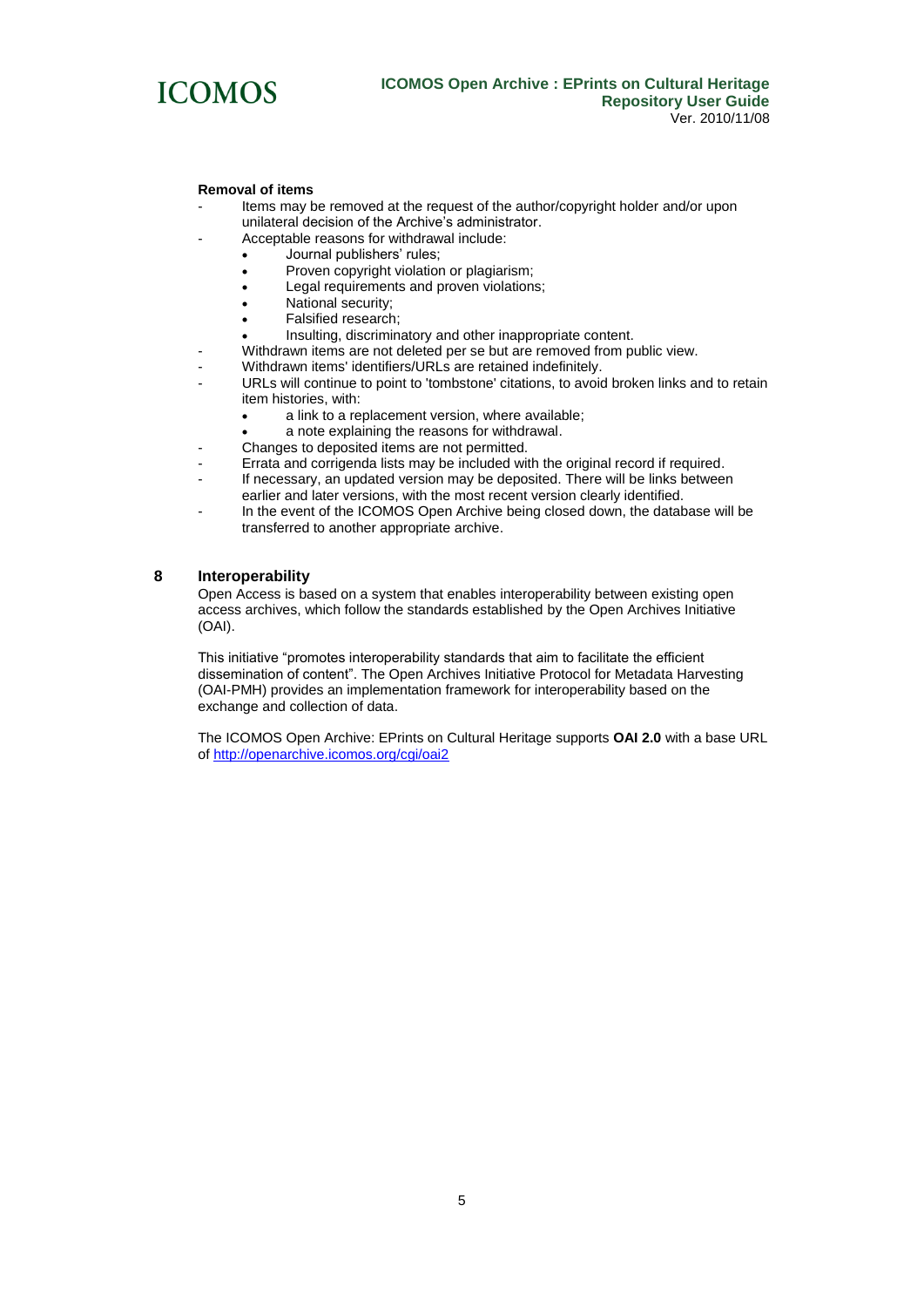**Removal of items**

- Items may be removed at the request of the author/copyright holder and/or upon unilateral decision of the Archive's administrator.
- Acceptable reasons for withdrawal include:
  - Journal publishers' rules;
  - Proven copyright violation or plagiarism;
  - Legal requirements and proven violations;
  - National security;
  - Falsified research;
  - Insulting, discriminatory and other inappropriate content.
- Withdrawn items are not deleted per se but are removed from public view.
- Withdrawn items' identifiers/URLs are retained indefinitely.
- URLs will continue to point to 'tombstone' citations, to avoid broken links and to retain item histories, with:
  - a link to a replacement version, where available;
  - a note explaining the reasons for withdrawal.
- Changes to deposited items are not permitted.
- Errata and corrigenda lists may be included with the original record if required.
- If necessary, an updated version may be deposited. There will be links between earlier and later versions, with the most recent version clearly identified.
- In the event of the ICOMOS Open Archive being closed down, the database will be transferred to another appropriate archive.

## 8 Interoperability

Open Access is based on a system that enables interoperability between existing open access archives, which follow the standards established by the Open Archives Initiative (OAI).

This initiative "promotes interoperability standards that aim to facilitate the efficient dissemination of content". The Open Archives Initiative Protocol for Metadata Harvesting (OAI-PMH) provides an implementation framework for interoperability based on the exchange and collection of data.

The ICOMOS Open Archive: EPrints on Cultural Heritage supports **OAI 2.0** with a base URL of http://openarchive.icomos.org/cgi/oai2